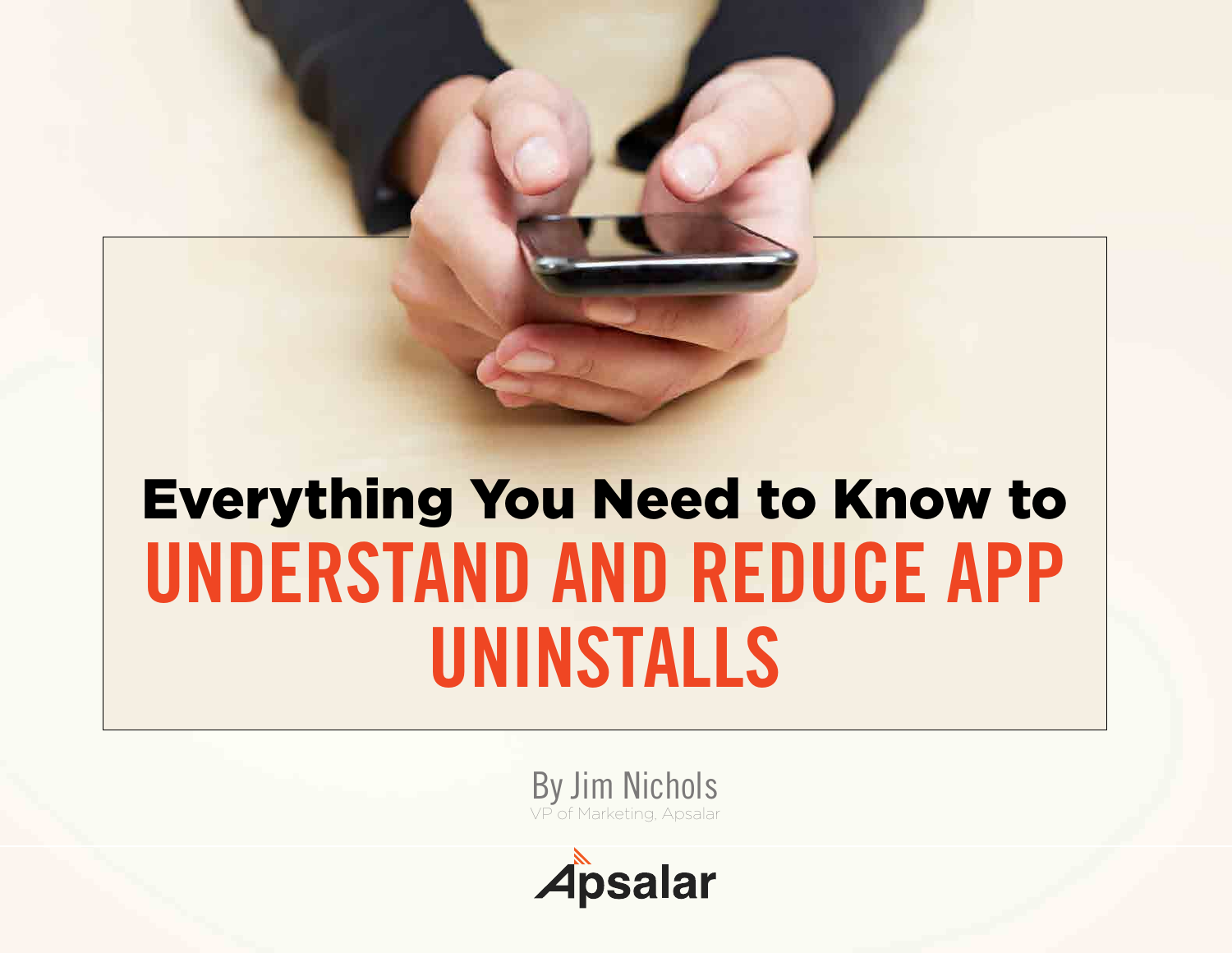# Everything You Need to Know to UNDERSTAND AND REDUCE APP UNINSTALLS

By Jim Nichols

VP of Marketing, Apsalar

Apsalar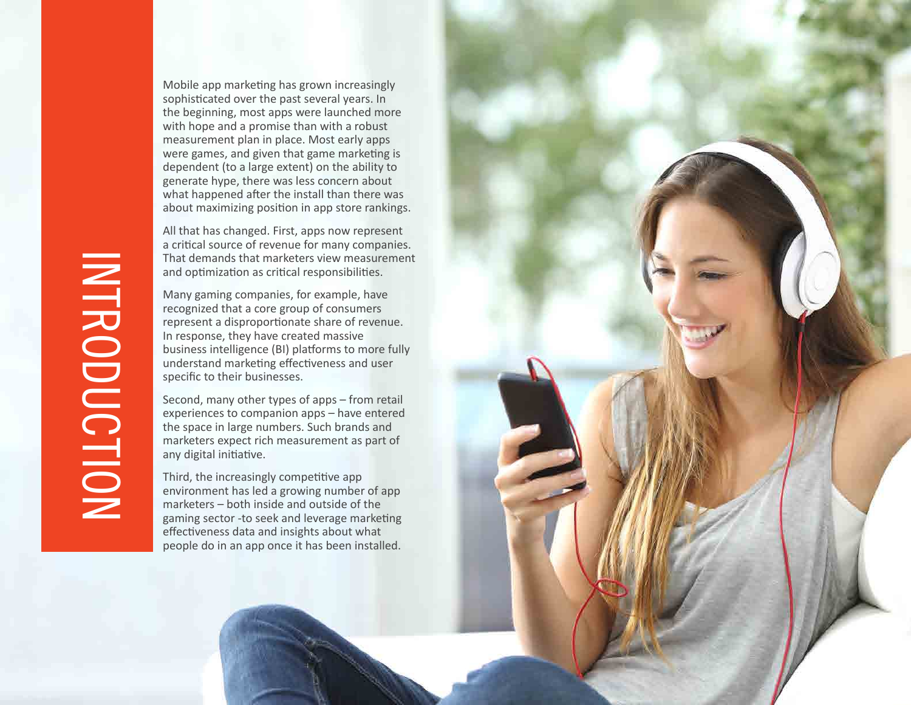# INTRODUCTION

Mobile app marketing has grown increasingly sophisticated over the past several years. In the beginning, most apps were launched more with hope and a promise than with a robust measurement plan in place. Most early apps were games, and given that game marketing is dependent (to a large extent) on the ability to generate hype, there was less concern about what happened after the install than there was about maximizing position in app store rankings.

All that has changed. First, apps now represent a critical source of revenue for many companies. That demands that marketers view measurement and optimization as critical responsibilities.

Many gaming companies, for example, have recognized that a core group of consumers represent a disproportionate share of revenue. In response, they have created massive business intelligence (BI) platforms to more fully understand marketing effectiveness and user specific to their businesses.

Second, many other types of apps – from retail experiences to companion apps – have entered the space in large numbers. Such brands and marketers expect rich measurement as part of any digital initiative.

Third, the increasingly competitive app environment has led a growing number of app marketers – both inside and outside of the gaming sector -to seek and leverage marketing effectiveness data and insights about what people do in an app once it has been installed.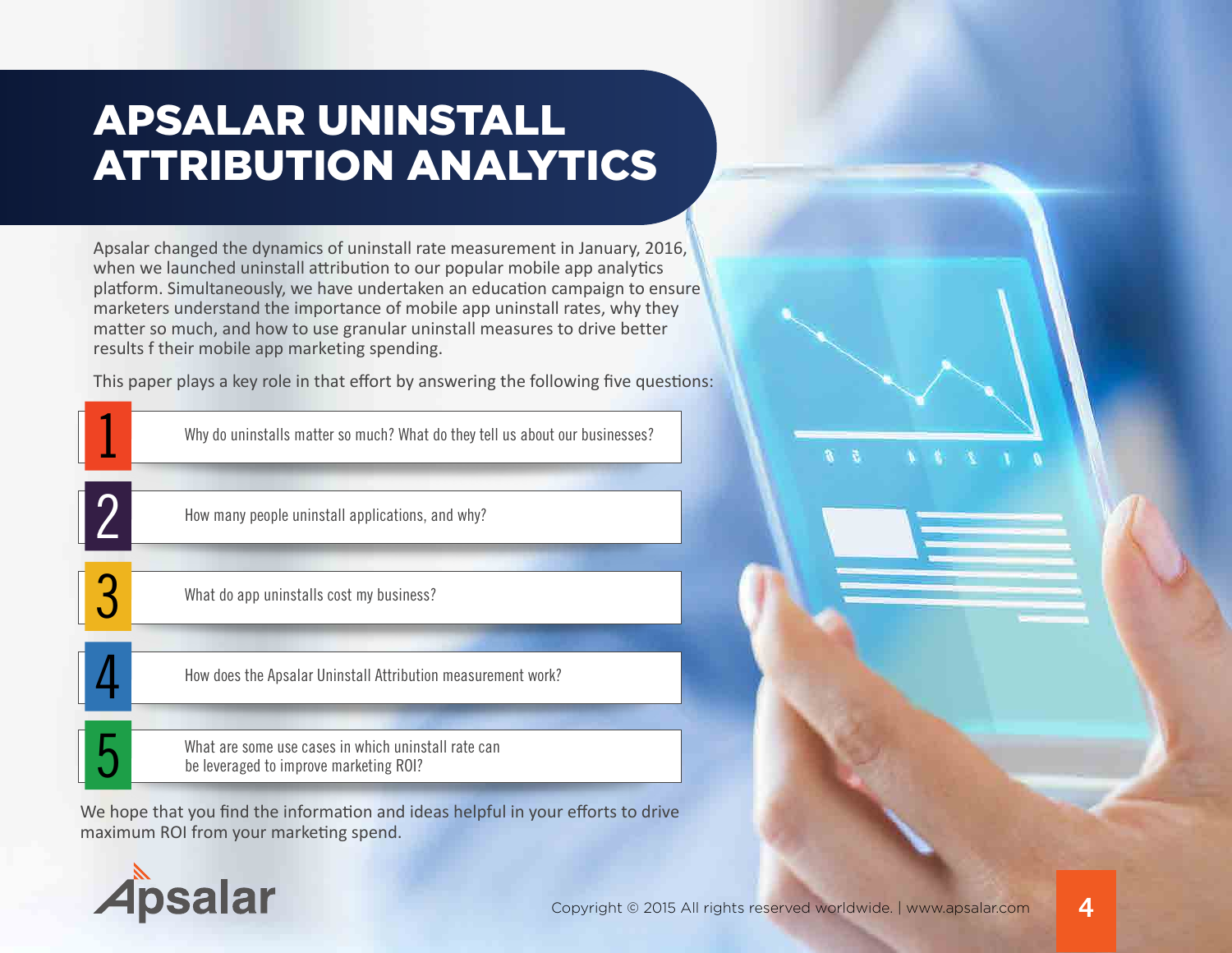# APSALAR UNINSTALL ATTRIBUTION ANALYTICS

Apsalar changed the dynamics of uninstall rate measurement in January, 2016, when we launched uninstall attribution to our popular mobile app analytics platform. Simultaneously, we have undertaken an education campaign to ensure marketers understand the importance of mobile app uninstall rates, why they matter so much, and how to use granular uninstall measures to drive better results f their mobile app marketing spending.

This paper plays a key role in that effort by answering the following five questions:

1. Why do uninstalls matter so much? What do they tell us about our businesses?
2. How many people uninstall applications, and why?
3. What do app uninstalls cost my business?
4. How does the Apsalar Uninstall Attribution measurement work?
5. What are some use cases in which uninstall rate can be leveraged to improve marketing ROI?

We hope that you find the information and ideas helpful in your efforts to drive maximum ROI from your marketing spend.

Apsalar

Copyright © 2015 All rights reserved worldwide. | www.apsalar.com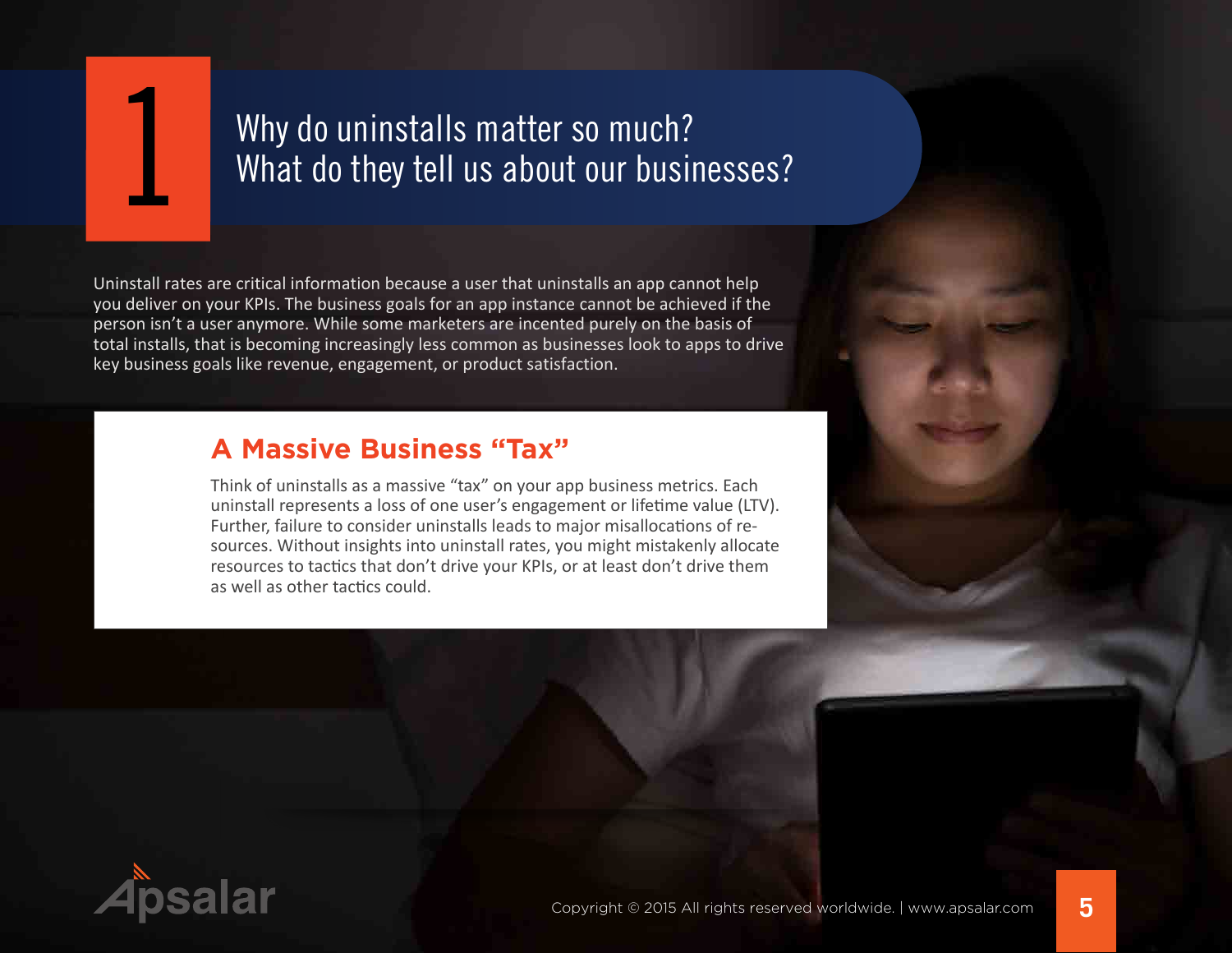# 1 Why do uninstalls matter so much? What do they tell us about our businesses?

Uninstall rates are critical information because a user that uninstalls an app cannot help you deliver on your KPIs. The business goals for an app instance cannot be achieved if the person isn't a user anymore. While some marketers are incented purely on the basis of total installs, that is becoming increasingly less common as businesses look to apps to drive key business goals like revenue, engagement, or product satisfaction.

## A Massive Business "Tax"

Think of uninstalls as a massive "tax" on your app business metrics. Each uninstall represents a loss of one user's engagement or lifetime value (LTV). Further, failure to consider uninstalls leads to major misallocations of resources. Without insights into uninstall rates, you might mistakenly allocate resources to tactics that don't drive your KPIs, or at least don't drive them as well as other tactics could.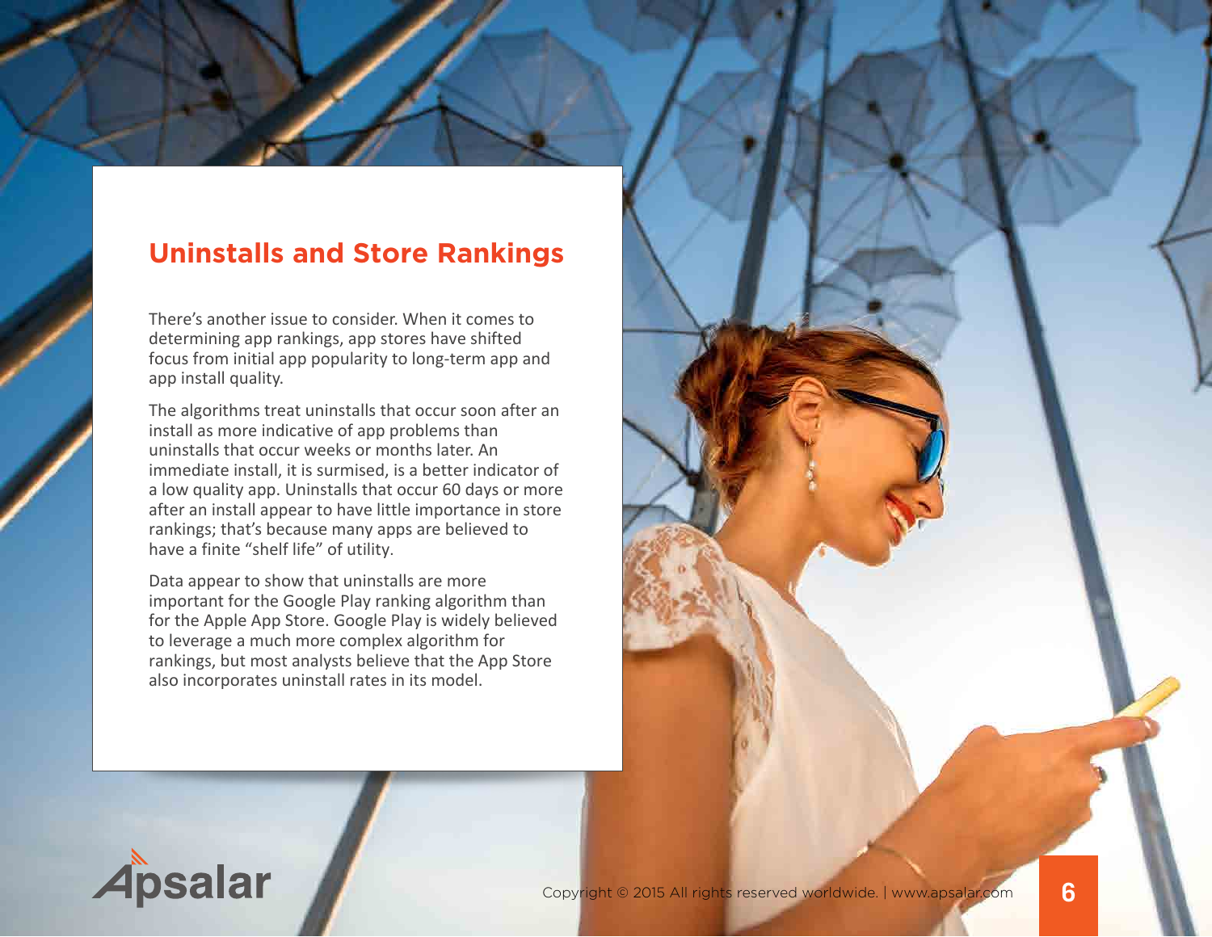## Uninstalls and Store Rankings

There's another issue to consider. When it comes to determining app rankings, app stores have shifted focus from initial app popularity to long-term app and app install quality.

The algorithms treat uninstalls that occur soon after an install as more indicative of app problems than uninstalls that occur weeks or months later. An immediate install, it is surmised, is a better indicator of a low quality app. Uninstalls that occur 60 days or more after an install appear to have little importance in store rankings; that's because many apps are believed to have a finite "shelf life" of utility.

Data appear to show that uninstalls are more important for the Google Play ranking algorithm than for the Apple App Store. Google Play is widely believed to leverage a much more complex algorithm for rankings, but most analysts believe that the App Store also incorporates uninstall rates in its model.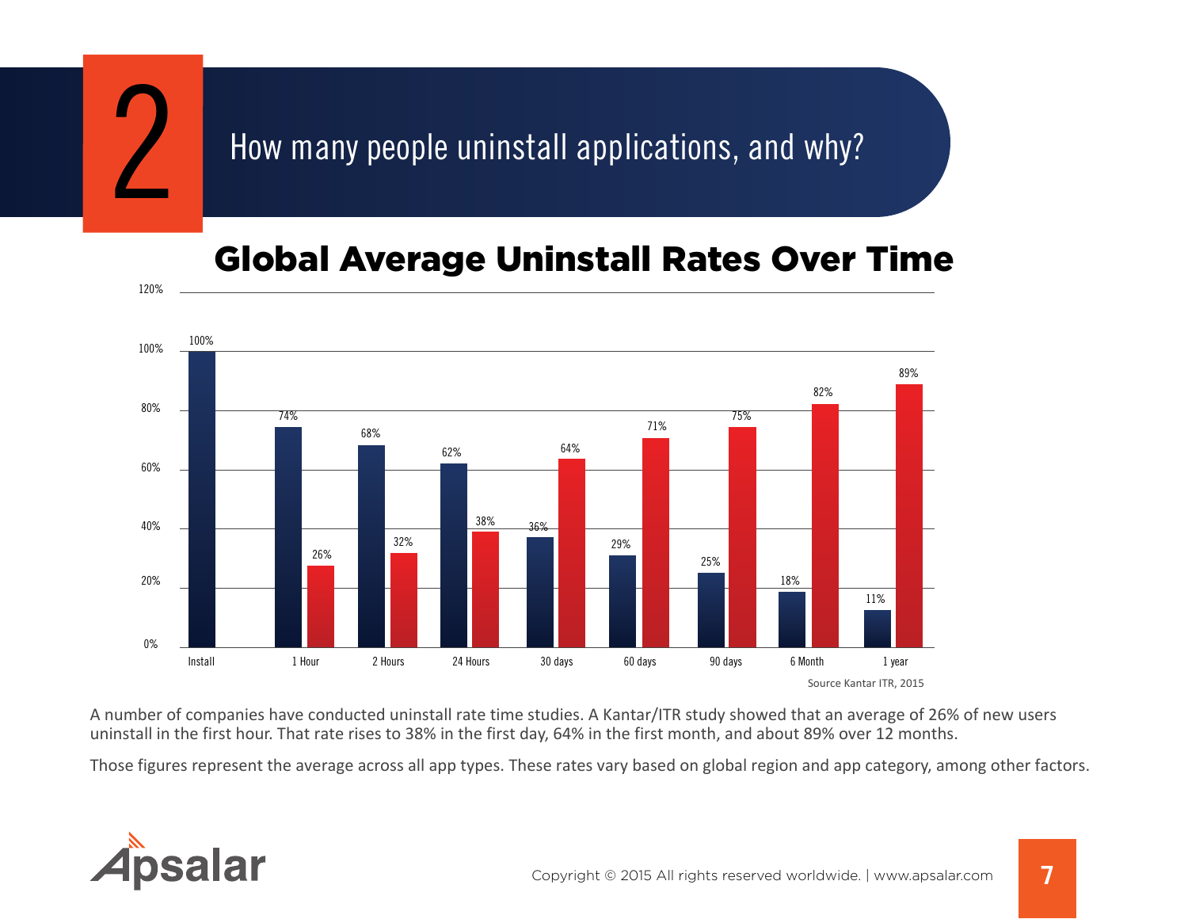## 2 How many people uninstall applications, and why?

### Global Average Uninstall Rates Over Time

| | Install | 1 Hour | 2 Hours | 24 Hours | 30 days | 60 days | 90 days | 6 Month | 1 year |
|---|---|---|---|---|---|---|---|---|---|
| Retained | 100% | 74% | 68% | 62% | 36% | 29% | 25% | 18% | 11% |
| Uninstalled | | 26% | 32% | 38% | 64% | 71% | 75% | 82% | 89% |

Source Kantar ITR, 2015

A number of companies have conducted uninstall rate time studies. A Kantar/ITR study showed that an average of 26% of new users uninstall in the first hour. That rate rises to 38% in the first day, 64% in the first month, and about 89% over 12 months.

Those figures represent the average across all app types. These rates vary based on global region and app category, among other factors.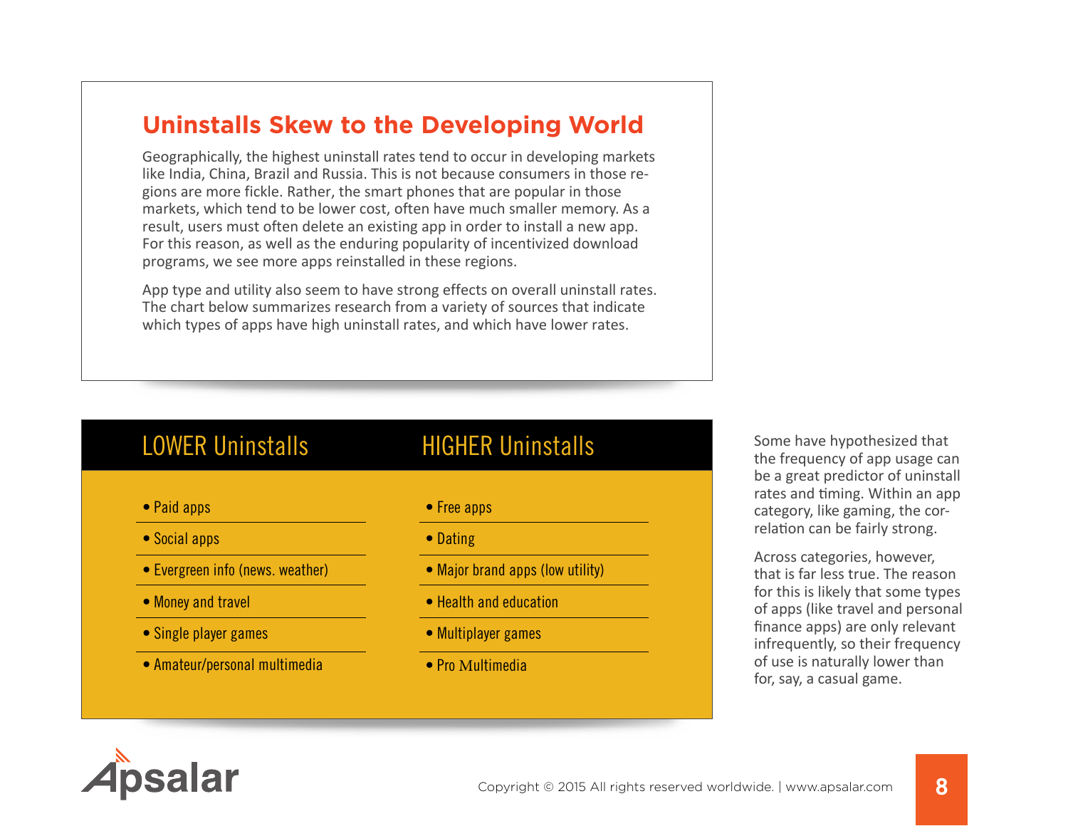## Uninstalls Skew to the Developing World

Geographically, the highest uninstall rates tend to occur in developing markets like India, China, Brazil and Russia. This is not because consumers in those regions are more fickle. Rather, the smart phones that are popular in those markets, which tend to be lower cost, often have much smaller memory. As a result, users must often delete an existing app in order to install a new app. For this reason, as well as the enduring popularity of incentivized download programs, we see more apps reinstalled in these regions.

App type and utility also seem to have strong effects on overall uninstall rates. The chart below summarizes research from a variety of sources that indicate which types of apps have high uninstall rates, and which have lower rates.

| LOWER Uninstalls | HIGHER Uninstalls |
| --- | --- |
| • Paid apps | • Free apps |
| • Social apps | • Dating |
| • Evergreen info (news. weather) | • Major brand apps (low utility) |
| • Money and travel | • Health and education |
| • Single player games | • Multiplayer games |
| • Amateur/personal multimedia | • Pro Multimedia |

Some have hypothesized that the frequency of app usage can be a great predictor of uninstall rates and timing. Within an app category, like gaming, the correlation can be fairly strong.

Across categories, however, that is far less true. The reason for this is likely that some types of apps (like travel and personal finance apps) are only relevant infrequently, so their frequency of use is naturally lower than for, say, a casual game.

Copyright © 2015 All rights reserved worldwide. | www.apsalar.com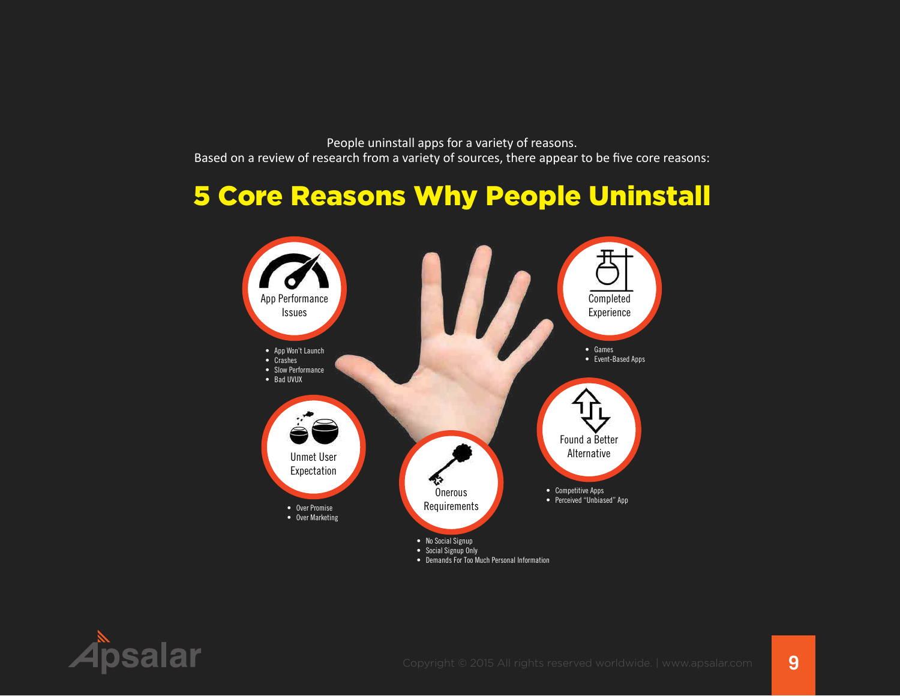People uninstall apps for a variety of reasons.
Based on a review of research from a variety of sources, there appear to be five core reasons:

# 5 Core Reasons Why People Uninstall

### App Performance Issues

- App Won't Launch
- Crashes
- Slow Performance
- Bad UVUX

### Completed Experience

- Games
- Event-Based Apps

### Unmet User Expectation

- Over Promise
- Over Marketing

### Onerous Requirements

- No Social Signup
- Social Signup Only
- Demands For Too Much Personal Information

### Found a Better Alternative

- Competitive Apps
- Perceived "Unbiased" App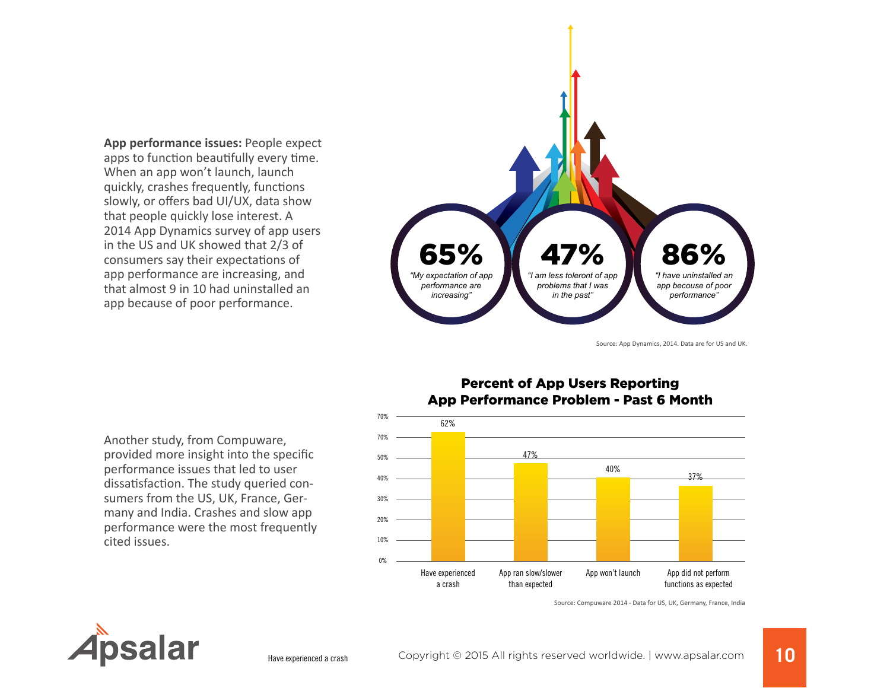**App performance issues:** People expect apps to function beautifully every time. When an app won't launch, launch quickly, crashes frequently, functions slowly, or offers bad UI/UX, data show that people quickly lose interest. A 2014 App Dynamics survey of app users in the US and UK showed that 2/3 of consumers say their expectations of app performance are increasing, and that almost 9 in 10 had uninstalled an app because of poor performance.

**65%** "My expectation of app performance are increasing"

**47%** "I am less tolerant of app problems that I was in the past"

**86%** "I have uninstalled an app becouse of poor performance"

Source: App Dynamics, 2014. Data are for US and UK.

Another study, from Compuware, provided more insight into the specific performance issues that led to user dissatisfaction. The study queried consumers from the US, UK, France, Germany and India. Crashes and slow app performance were the most frequently cited issues.

**Percent of App Users Reporting App Performance Problem - Past 6 Month**

| Problem | Percent |
|---|---|
| Have experienced a crash | 62% |
| App ran slow/slower than expected | 47% |
| App won't launch | 40% |
| App did not perform functions as expected | 37% |

Source: Compuware 2014 - Data for US, UK, Germany, France, India

Have experienced a crash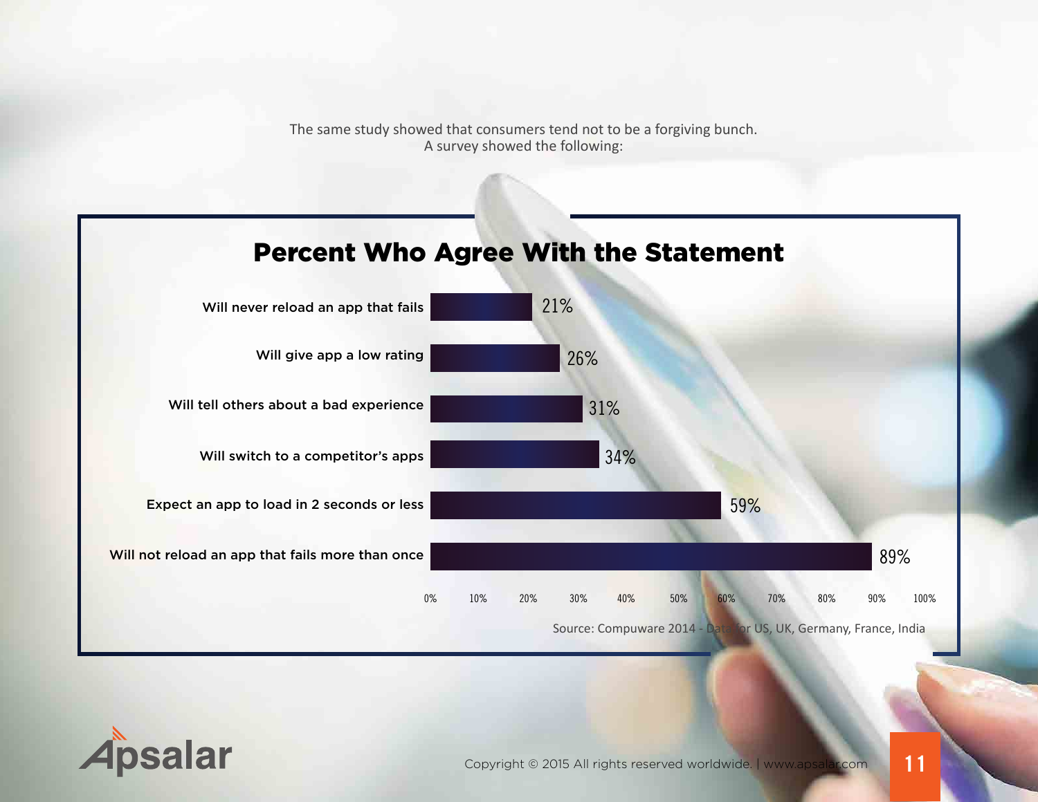The same study showed that consumers tend not to be a forgiving bunch.
A survey showed the following:

## Percent Who Agree With the Statement

| Statement | Percent |
| --- | --- |
| Will never reload an app that fails | 21% |
| Will give app a low rating | 26% |
| Will tell others about a bad experience | 31% |
| Will switch to a competitor's apps | 34% |
| Expect an app to load in 2 seconds or less | 59% |
| Will not reload an app that fails more than once | 89% |

Source: Compuware 2014 - Data for US, UK, Germany, France, India

Copyright © 2015 All rights reserved worldwide. | www.apsalar.com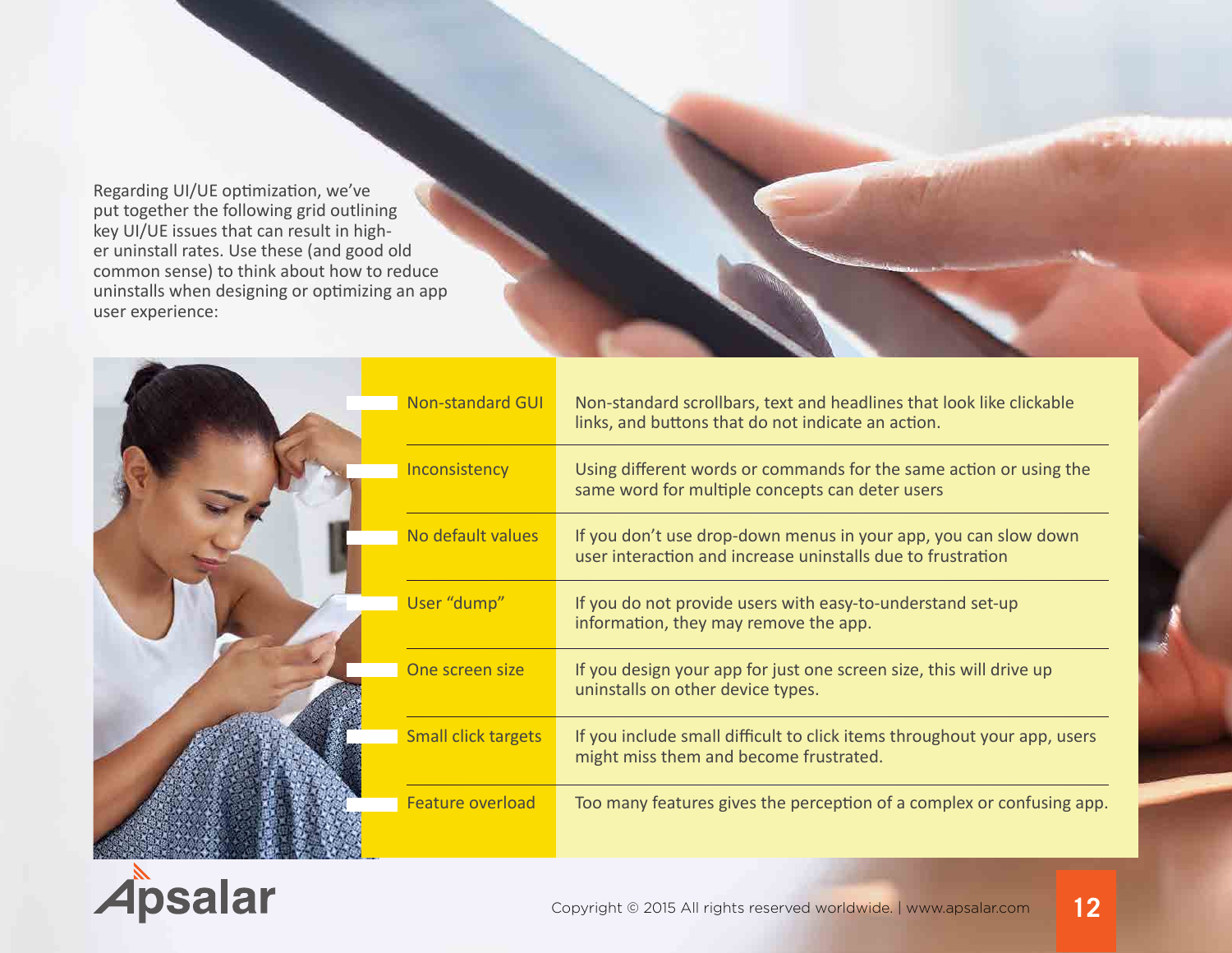Regarding UI/UE optimization, we've put together the following grid outlining key UI/UE issues that can result in higher uninstall rates. Use these (and good old common sense) to think about how to reduce uninstalls when designing or optimizing an app user experience:

| Issue | Description |
| --- | --- |
| Non-standard GUI | Non-standard scrollbars, text and headlines that look like clickable links, and buttons that do not indicate an action. |
| Inconsistency | Using different words or commands for the same action or using the same word for multiple concepts can deter users |
| No default values | If you don't use drop-down menus in your app, you can slow down user interaction and increase uninstalls due to frustration |
| User "dump" | If you do not provide users with easy-to-understand set-up information, they may remove the app. |
| One screen size | If you design your app for just one screen size, this will drive up uninstalls on other device types. |
| Small click targets | If you include small difficult to click items throughout your app, users might miss them and become frustrated. |
| Feature overload | Too many features gives the perception of a complex or confusing app. |

Apsalar

Copyright © 2015 All rights reserved worldwide. | www.apsalar.com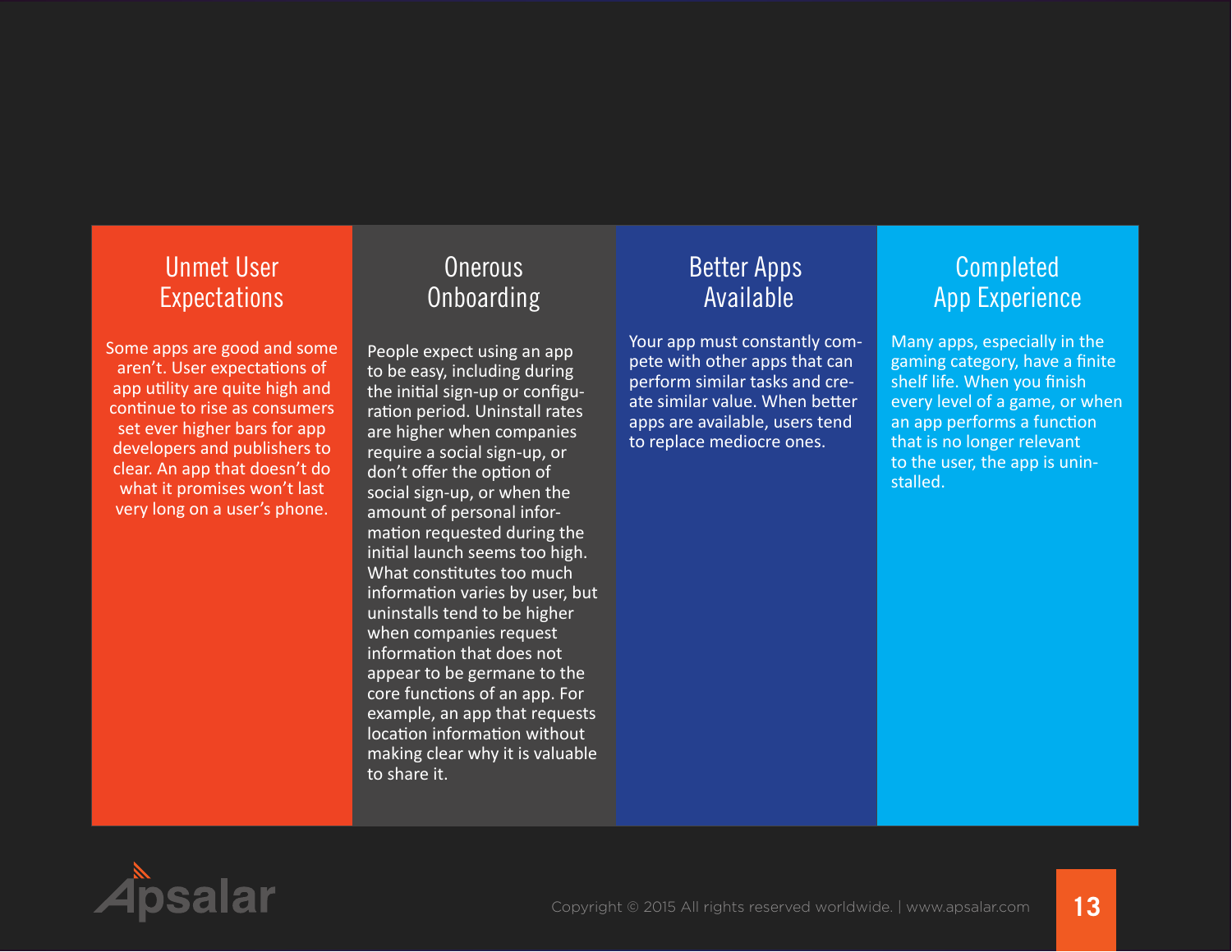## Unmet User Expectations

Some apps are good and some aren't. User expectations of app utility are quite high and continue to rise as consumers set ever higher bars for app developers and publishers to clear. An app that doesn't do what it promises won't last very long on a user's phone.

## Onerous Onboarding

People expect using an app to be easy, including during the initial sign-up or configuration period. Uninstall rates are higher when companies require a social sign-up, or don't offer the option of social sign-up, or when the amount of personal information requested during the initial launch seems too high. What constitutes too much information varies by user, but uninstalls tend to be higher when companies request information that does not appear to be germane to the core functions of an app. For example, an app that requests location information without making clear why it is valuable to share it.

## Better Apps Available

Your app must constantly compete with other apps that can perform similar tasks and create similar value. When better apps are available, users tend to replace mediocre ones.

## Completed App Experience

Many apps, especially in the gaming category, have a finite shelf life. When you finish every level of a game, or when an app performs a function that is no longer relevant to the user, the app is uninstalled.

Apsalar

Copyright © 2015 All rights reserved worldwide. | www.apsalar.com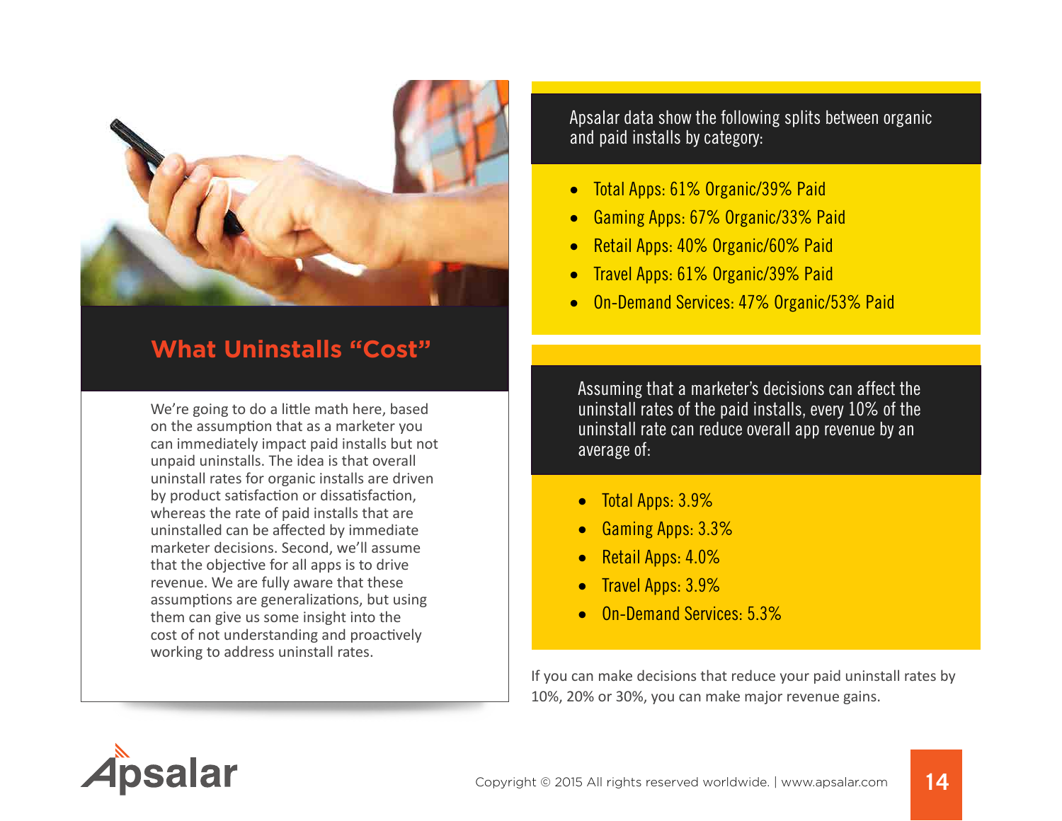## What Uninstalls "Cost"

We're going to do a little math here, based on the assumption that as a marketer you can immediately impact paid installs but not unpaid uninstalls. The idea is that overall uninstall rates for organic installs are driven by product satisfaction or dissatisfaction, whereas the rate of paid installs that are uninstalled can be affected by immediate marketer decisions. Second, we'll assume that the objective for all apps is to drive revenue. We are fully aware that these assumptions are generalizations, but using them can give us some insight into the cost of not understanding and proactively working to address uninstall rates.

Apsalar data show the following splits between organic and paid installs by category:

- Total Apps: 61% Organic/39% Paid
- Gaming Apps: 67% Organic/33% Paid
- Retail Apps: 40% Organic/60% Paid
- Travel Apps: 61% Organic/39% Paid
- On-Demand Services: 47% Organic/53% Paid

Assuming that a marketer's decisions can affect the uninstall rates of the paid installs, every 10% of the uninstall rate can reduce overall app revenue by an average of:

- Total Apps: 3.9%
- Gaming Apps: 3.3%
- Retail Apps: 4.0%
- Travel Apps: 3.9%
- On-Demand Services: 5.3%

If you can make decisions that reduce your paid uninstall rates by 10%, 20% or 30%, you can make major revenue gains.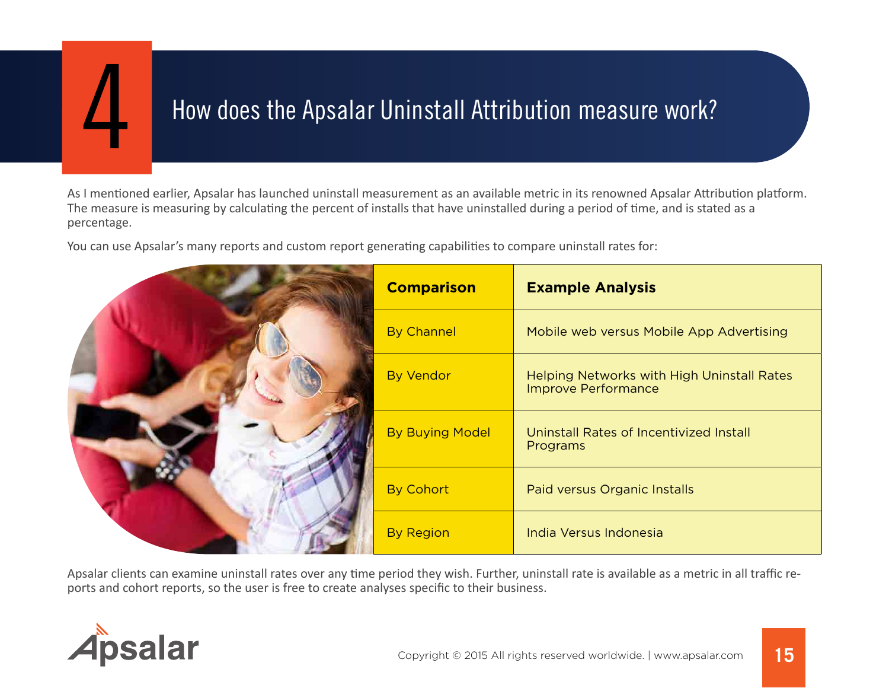# 4 How does the Apsalar Uninstall Attribution measure work?

As I mentioned earlier, Apsalar has launched uninstall measurement as an available metric in its renowned Apsalar Attribution platform. The measure is measuring by calculating the percent of installs that have uninstalled during a period of time, and is stated as a percentage.

You can use Apsalar's many reports and custom report generating capabilities to compare uninstall rates for:

| Comparison | Example Analysis |
|---|---|
| By Channel | Mobile web versus Mobile App Advertising |
| By Vendor | Helping Networks with High Uninstall Rates Improve Performance |
| By Buying Model | Uninstall Rates of Incentivized Install Programs |
| By Cohort | Paid versus Organic Installs |
| By Region | India Versus Indonesia |

Apsalar clients can examine uninstall rates over any time period they wish. Further, uninstall rate is available as a metric in all traffic reports and cohort reports, so the user is free to create analyses specific to their business.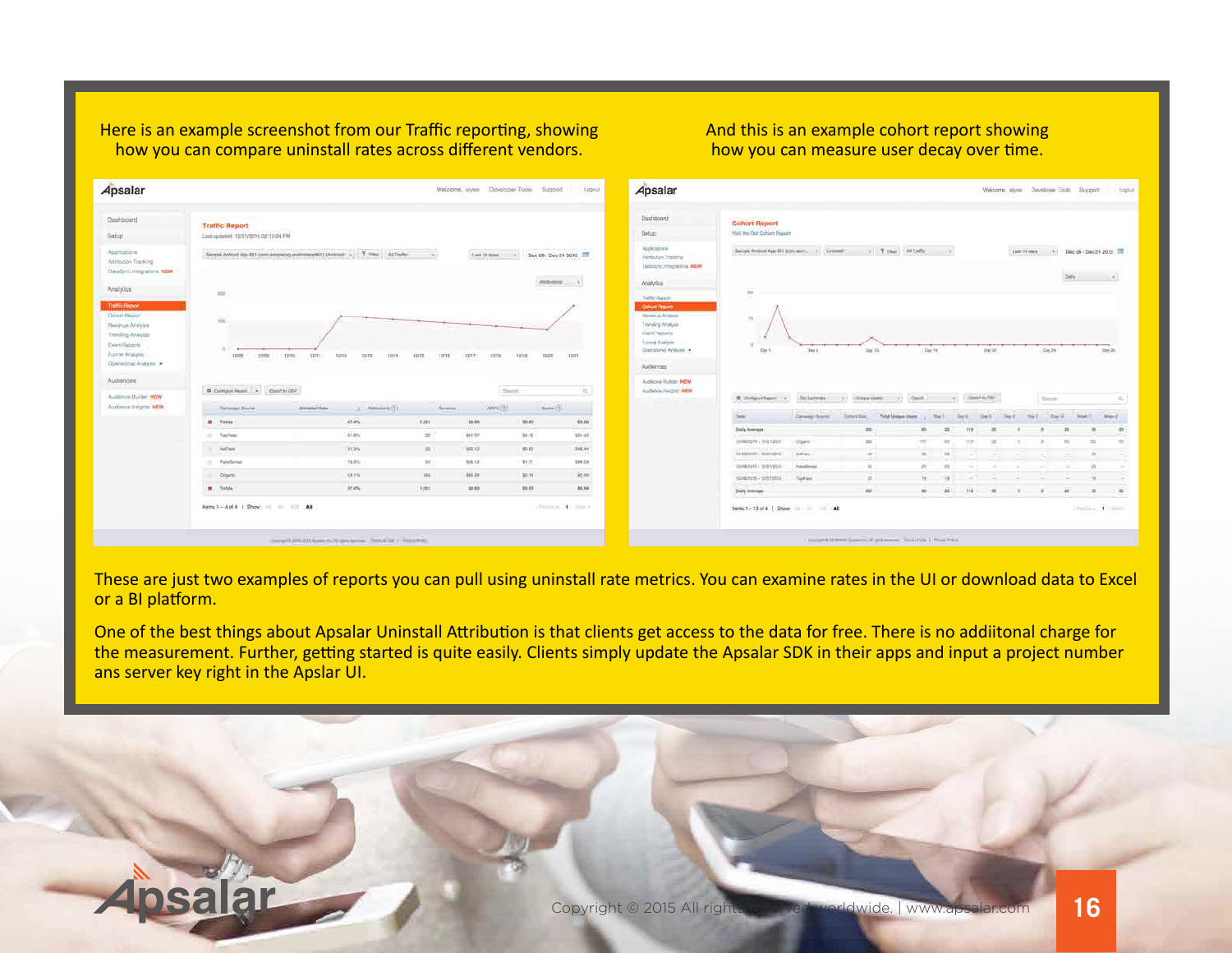Here is an example screenshot from our Traffic reporting, showing how you can compare uninstall rates across different vendors.

And this is an example cohort report showing how you can measure user decay over time.

These are just two examples of reports you can pull using uninstall rate metrics. You can examine rates in the UI or download data to Excel or a BI platform.

One of the best things about Apsalar Uninstall Attribution is that clients get access to the data for free. There is no addiitonal charge for the measurement. Further, getting started is quite easily. Clients simply update the Apsalar SDK in their apps and input a project number ans server key right in the Apslar UI.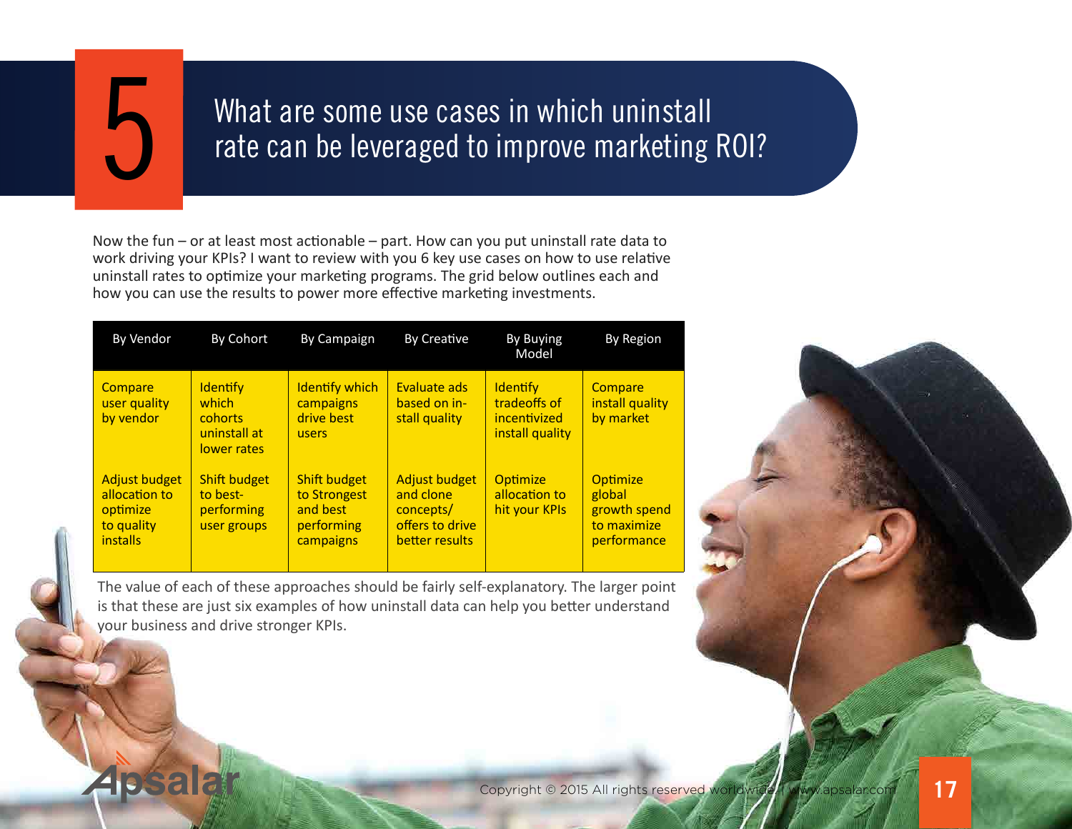# 5 What are some use cases in which uninstall rate can be leveraged to improve marketing ROI?

Now the fun – or at least most actionable – part. How can you put uninstall rate data to work driving your KPIs? I want to review with you 6 key use cases on how to use relative uninstall rates to optimize your marketing programs. The grid below outlines each and how you can use the results to power more effective marketing investments.

| By Vendor | By Cohort | By Campaign | By Creative | By Buying Model | By Region |
|---|---|---|---|---|---|
| Compare user quality by vendor | Identify which cohorts uninstall at lower rates | Identify which campaigns drive best users | Evaluate ads based on install quality | Identify tradeoffs of incentivized install quality | Compare install quality by market |
| Adjust budget allocation to optimize to quality installs | Shift budget to best-performing user groups | Shift budget to Strongest and best performing campaigns | Adjust budget and clone concepts/ offers to drive better results | Optimize allocation to hit your KPIs | Optimize global growth spend to maximize performance |

The value of each of these approaches should be fairly self-explanatory. The larger point is that these are just six examples of how uninstall data can help you better understand your business and drive stronger KPIs.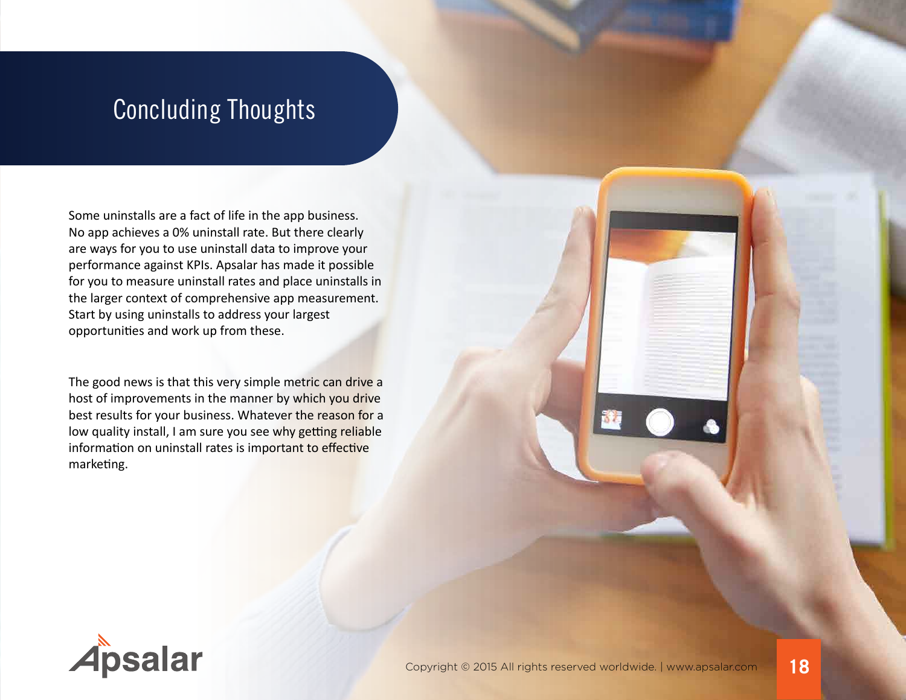# Concluding Thoughts

Some uninstalls are a fact of life in the app business. No app achieves a 0% uninstall rate. But there clearly are ways for you to use uninstall data to improve your performance against KPIs. Apsalar has made it possible for you to measure uninstall rates and place uninstalls in the larger context of comprehensive app measurement. Start by using uninstalls to address your largest opportunities and work up from these.

The good news is that this very simple metric can drive a host of improvements in the manner by which you drive best results for your business. Whatever the reason for a low quality install, I am sure you see why getting reliable information on uninstall rates is important to effective marketing.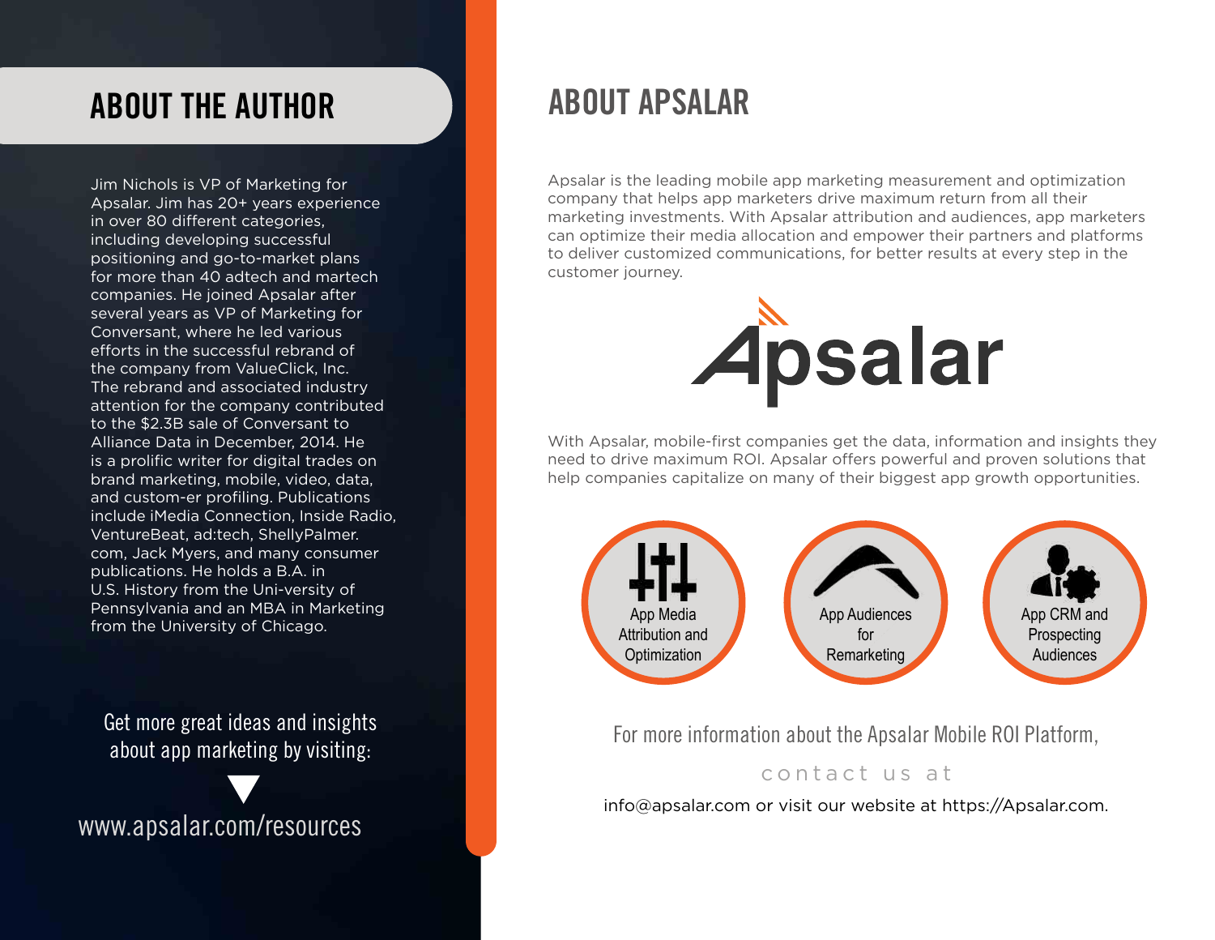## ABOUT THE AUTHOR

Jim Nichols is VP of Marketing for Apsalar. Jim has 20+ years experience in over 80 different categories, including developing successful positioning and go-to-market plans for more than 40 adtech and martech companies. He joined Apsalar after several years as VP of Marketing for Conversant, where he led various efforts in the successful rebrand of the company from ValueClick, Inc. The rebrand and associated industry attention for the company contributed to the $2.3B sale of Conversant to Alliance Data in December, 2014. He is a prolific writer for digital trades on brand marketing, mobile, video, data, and custom-er profiling. Publications include iMedia Connection, Inside Radio, VentureBeat, ad:tech, ShellyPalmer.com, Jack Myers, and many consumer publications. He holds a B.A. in U.S. History from the Uni-versity of Pennsylvania and an MBA in Marketing from the University of Chicago.

Get more great ideas and insights about app marketing by visiting:

www.apsalar.com/resources

## ABOUT APSALAR

Apsalar is the leading mobile app marketing measurement and optimization company that helps app marketers drive maximum return from all their marketing investments. With Apsalar attribution and audiences, app marketers can optimize their media allocation and empower their partners and platforms to deliver customized communications, for better results at every step in the customer journey.

Apsalar

With Apsalar, mobile-first companies get the data, information and insights they need to drive maximum ROI. Apsalar offers powerful and proven solutions that help companies capitalize on many of their biggest app growth opportunities.

- App Media Attribution and Optimization
- App Audiences for Remarketing
- App CRM and Prospecting Audiences

For more information about the Apsalar Mobile ROI Platform,

contact us at

info@apsalar.com or visit our website at https://Apsalar.com.